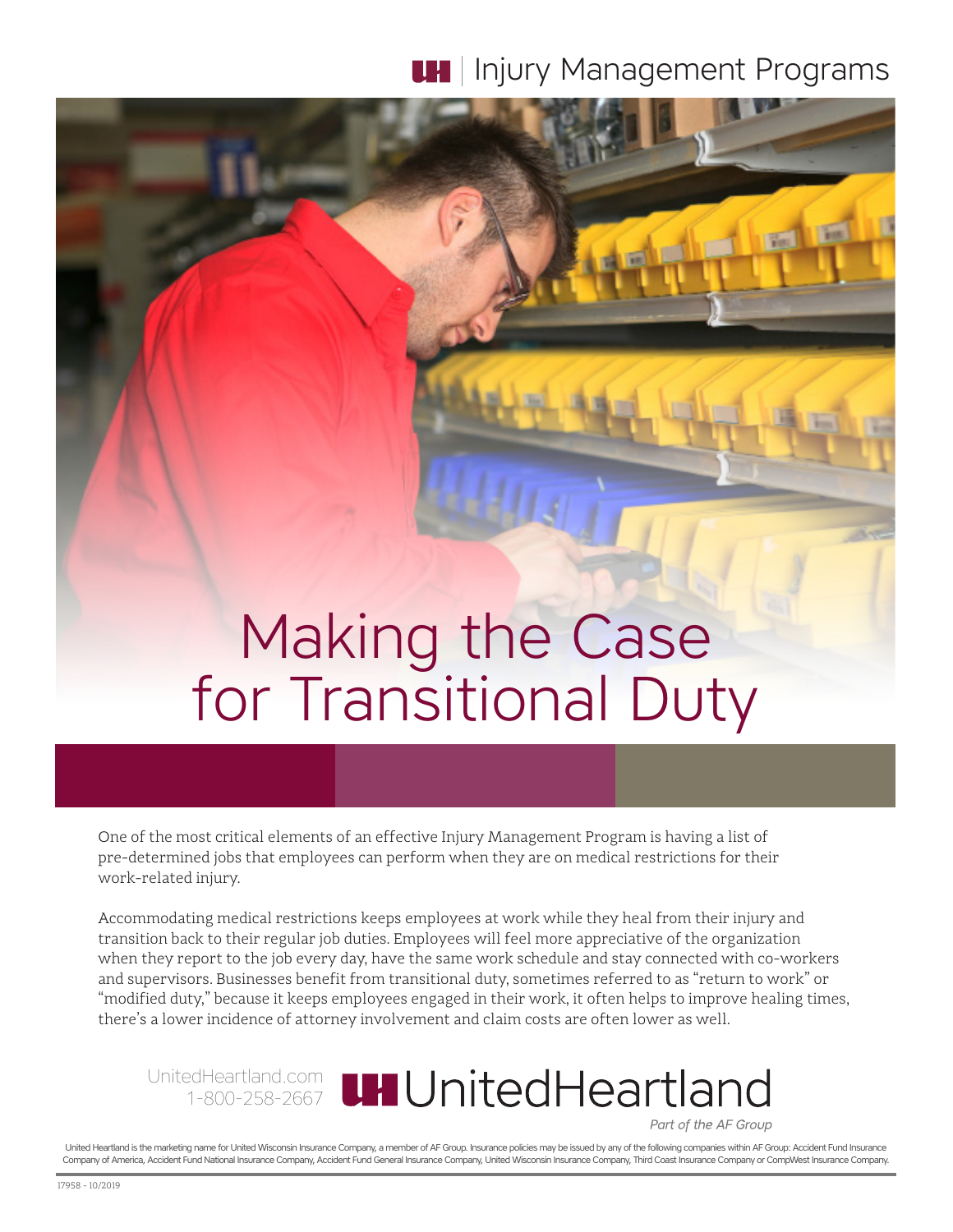UH | Injury Management Programs

# Making the Case for Transitional Duty

One of the most critical elements of an effective Injury Management Program is having a list of pre-determined jobs that employees can perform when they are on medical restrictions for their work-related injury.

Accommodating medical restrictions keeps employees at work while they heal from their injury and transition back to their regular job duties. Employees will feel more appreciative of the organization when they report to the job every day, have the same work schedule and stay connected with co-workers and supervisors. Businesses benefit from transitional duty, sometimes referred to as "return to work" or "modified duty," because it keeps employees engaged in their work, it often helps to improve healing times, there's a lower incidence of attorney involvement and claim costs are often lower as well.

UnitedHeartland.com
1-800-258-2667

UH UnitedHeartland

*Part of the AF Group*

United Heartland is the marketing name for United Wisconsin Insurance Company, a member of AF Group. Insurance policies may be issued by any of the following companies within AF Group: Accident Fund Insurance Company of America, Accident Fund National Insurance Company, Accident Fund General Insurance Company, United Wisconsin Insurance Company, Third Coast Insurance Company or CompWest Insurance Company.

17958 - 10/2019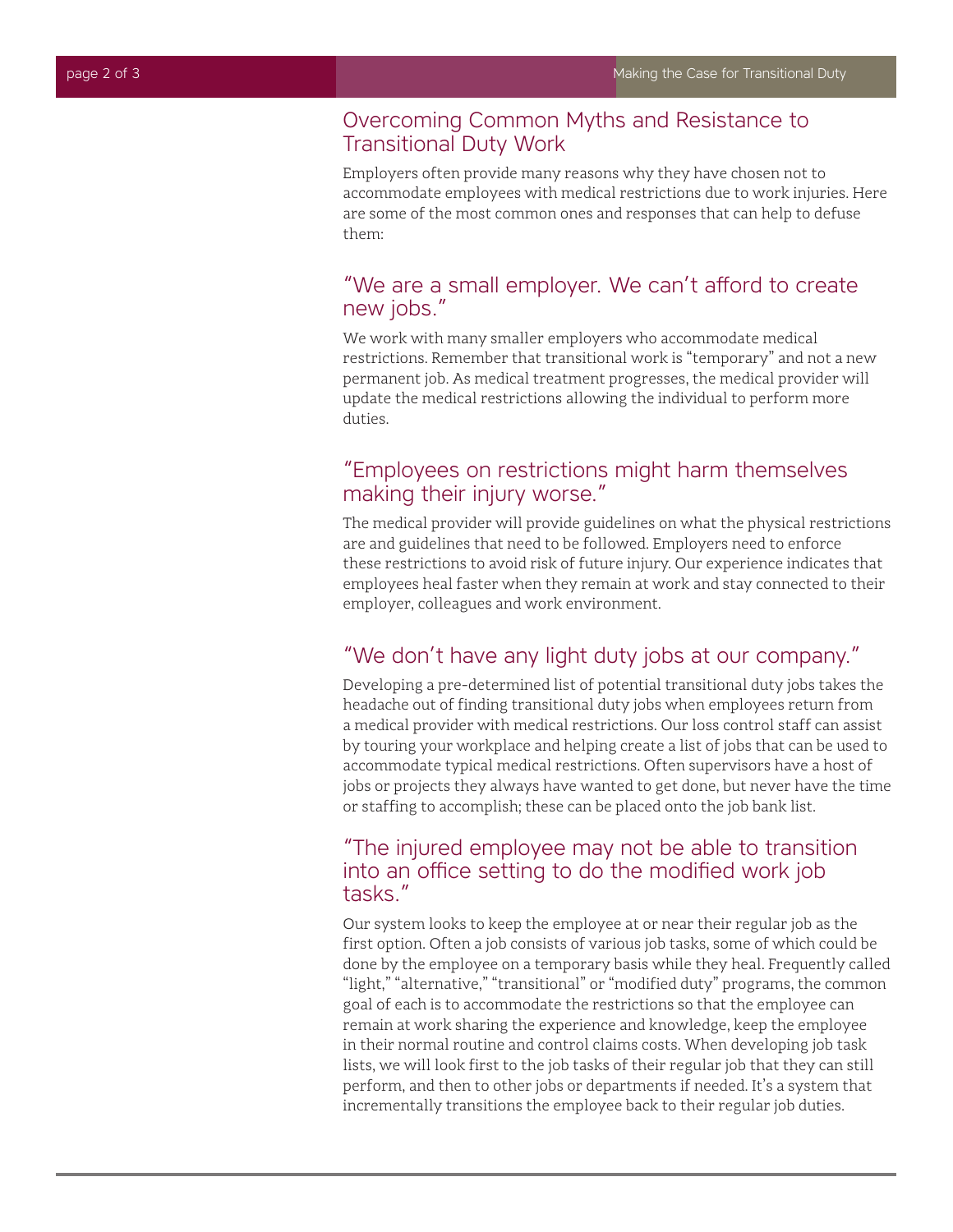## Overcoming Common Myths and Resistance to Transitional Duty Work

Employers often provide many reasons why they have chosen not to accommodate employees with medical restrictions due to work injuries. Here are some of the most common ones and responses that can help to defuse them:

### "We are a small employer. We can't afford to create new jobs."

We work with many smaller employers who accommodate medical restrictions. Remember that transitional work is "temporary" and not a new permanent job. As medical treatment progresses, the medical provider will update the medical restrictions allowing the individual to perform more duties.

### "Employees on restrictions might harm themselves making their injury worse."

The medical provider will provide guidelines on what the physical restrictions are and guidelines that need to be followed. Employers need to enforce these restrictions to avoid risk of future injury. Our experience indicates that employees heal faster when they remain at work and stay connected to their employer, colleagues and work environment.

### "We don't have any light duty jobs at our company."

Developing a pre-determined list of potential transitional duty jobs takes the headache out of finding transitional duty jobs when employees return from a medical provider with medical restrictions. Our loss control staff can assist by touring your workplace and helping create a list of jobs that can be used to accommodate typical medical restrictions. Often supervisors have a host of jobs or projects they always have wanted to get done, but never have the time or staffing to accomplish; these can be placed onto the job bank list.

### "The injured employee may not be able to transition into an office setting to do the modified work job tasks."

Our system looks to keep the employee at or near their regular job as the first option. Often a job consists of various job tasks, some of which could be done by the employee on a temporary basis while they heal. Frequently called "light," "alternative," "transitional" or "modified duty" programs, the common goal of each is to accommodate the restrictions so that the employee can remain at work sharing the experience and knowledge, keep the employee in their normal routine and control claims costs. When developing job task lists, we will look first to the job tasks of their regular job that they can still perform, and then to other jobs or departments if needed. It's a system that incrementally transitions the employee back to their regular job duties.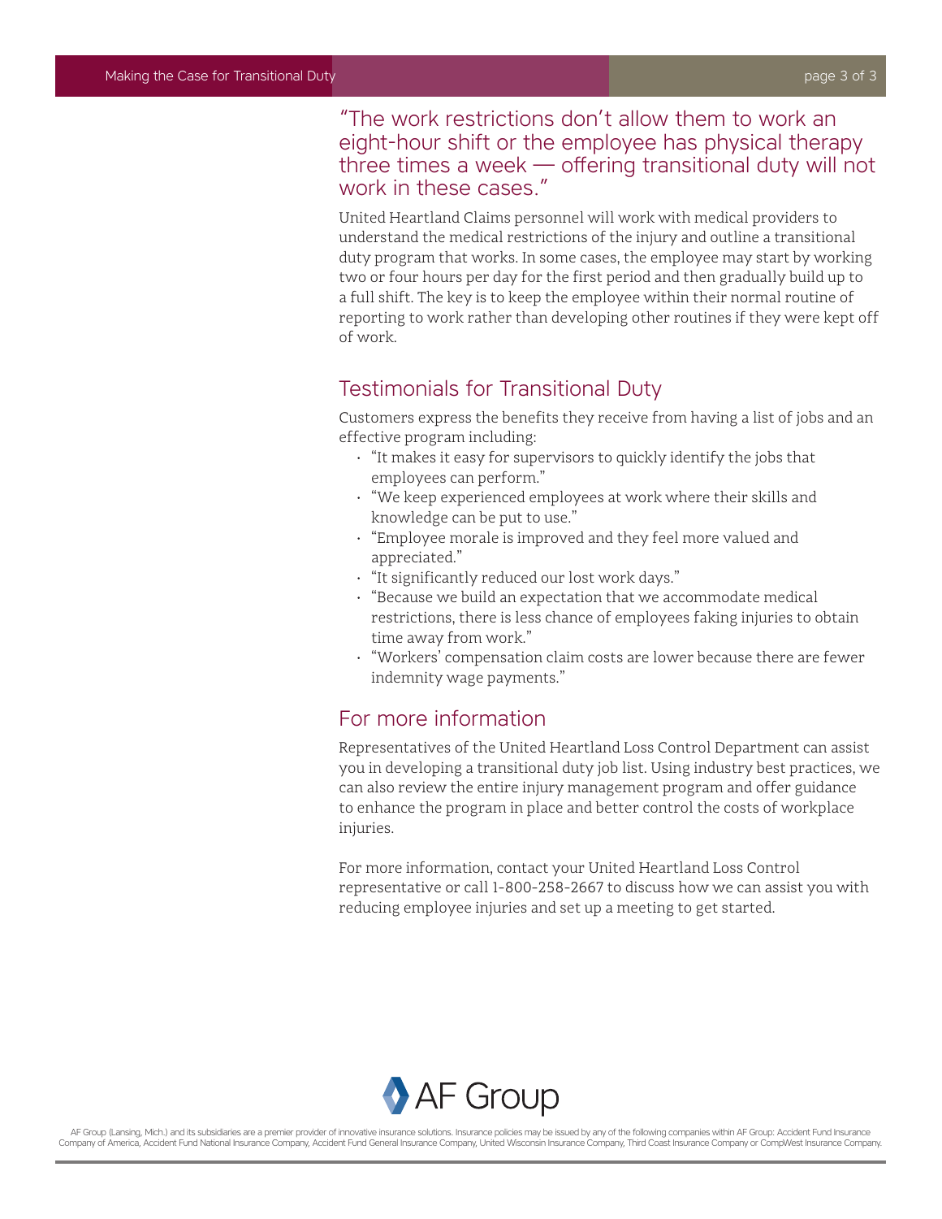"The work restrictions don't allow them to work an eight-hour shift or the employee has physical therapy three times a week — offering transitional duty will not work in these cases."

United Heartland Claims personnel will work with medical providers to understand the medical restrictions of the injury and outline a transitional duty program that works. In some cases, the employee may start by working two or four hours per day for the first period and then gradually build up to a full shift. The key is to keep the employee within their normal routine of reporting to work rather than developing other routines if they were kept off of work.

## Testimonials for Transitional Duty

Customers express the benefits they receive from having a list of jobs and an effective program including:

- "It makes it easy for supervisors to quickly identify the jobs that employees can perform."
- "We keep experienced employees at work where their skills and knowledge can be put to use."
- "Employee morale is improved and they feel more valued and appreciated."
- "It significantly reduced our lost work days."
- "Because we build an expectation that we accommodate medical restrictions, there is less chance of employees faking injuries to obtain time away from work."
- "Workers' compensation claim costs are lower because there are fewer indemnity wage payments."

## For more information

Representatives of the United Heartland Loss Control Department can assist you in developing a transitional duty job list. Using industry best practices, we can also review the entire injury management program and offer guidance to enhance the program in place and better control the costs of workplace injuries.

For more information, contact your United Heartland Loss Control representative or call 1-800-258-2667 to discuss how we can assist you with reducing employee injuries and set up a meeting to get started.

AF Group

AF Group (Lansing, Mich.) and its subsidiaries are a premier provider of innovative insurance solutions. Insurance policies may be issued by any of the following companies within AF Group: Accident Fund Insurance Company of America, Accident Fund National Insurance Company, Accident Fund General Insurance Company, United Wisconsin Insurance Company, Third Coast Insurance Company or CompWest Insurance Company.